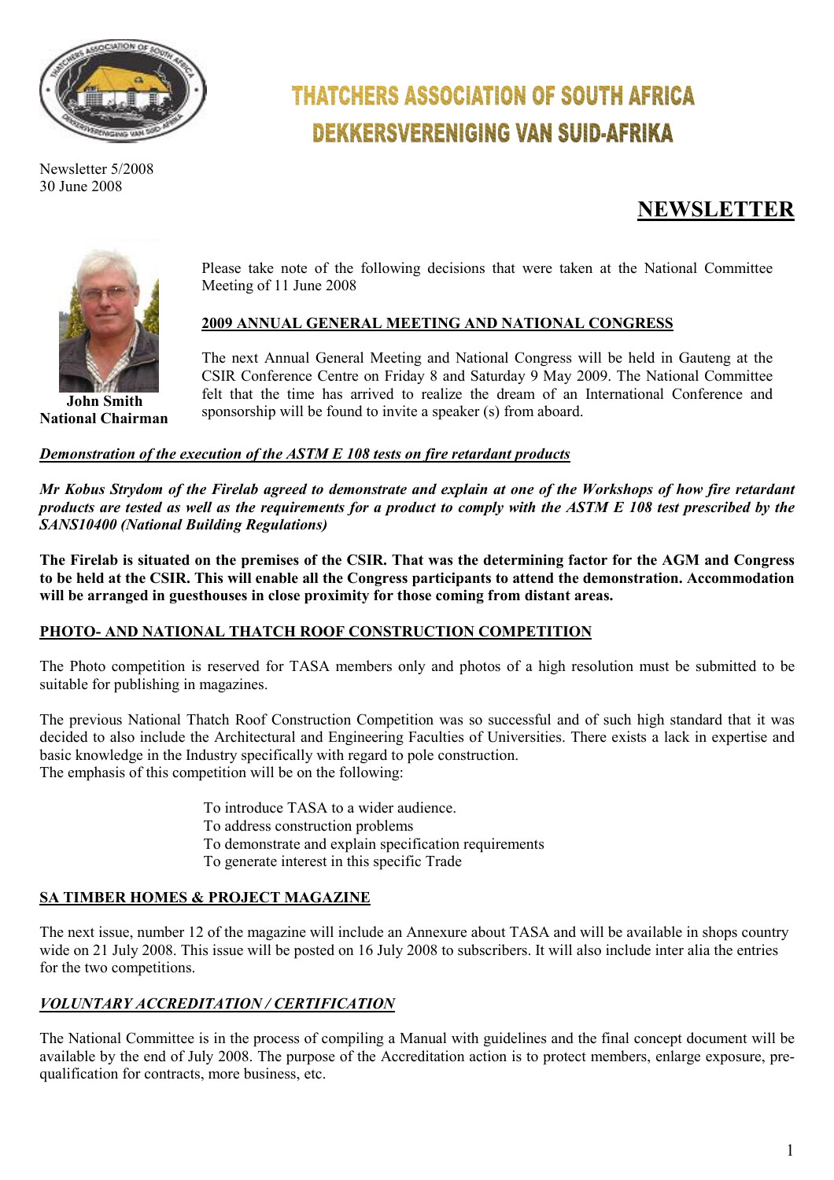# THATCHERS ASSOCIATION OF SOUTH AFRICA
# DEKKERSVERENIGING VAN SUID-AFRIKA

Newsletter 5/2008
30 June 2008

## NEWSLETTER

**John Smith**
**National Chairman**

Please take note of the following decisions that were taken at the National Committee Meeting of 11 June 2008

### 2009 ANNUAL GENERAL MEETING AND NATIONAL CONGRESS

The next Annual General Meeting and National Congress will be held in Gauteng at the CSIR Conference Centre on Friday 8 and Saturday 9 May 2009. The National Committee felt that the time has arrived to realize the dream of an International Conference and sponsorship will be found to invite a speaker (s) from aboard.

***Demonstration of the execution of the ASTM E 108 tests on fire retardant products***

***Mr Kobus Strydom of the Firelab agreed to demonstrate and explain at one of the Workshops of how fire retardant products are tested as well as the requirements for a product to comply with the ASTM E 108 test prescribed by the SANS10400 (National Building Regulations)***

**The Firelab is situated on the premises of the CSIR. That was the determining factor for the AGM and Congress to be held at the CSIR. This will enable all the Congress participants to attend the demonstration. Accommodation will be arranged in guesthouses in close proximity for those coming from distant areas.**

### PHOTO- AND NATIONAL THATCH ROOF CONSTRUCTION COMPETITION

The Photo competition is reserved for TASA members only and photos of a high resolution must be submitted to be suitable for publishing in magazines.

The previous National Thatch Roof Construction Competition was so successful and of such high standard that it was decided to also include the Architectural and Engineering Faculties of Universities. There exists a lack in expertise and basic knowledge in the Industry specifically with regard to pole construction.
The emphasis of this competition will be on the following:

- To introduce TASA to a wider audience.
- To address construction problems
- To demonstrate and explain specification requirements
- To generate interest in this specific Trade

### SA TIMBER HOMES & PROJECT MAGAZINE

The next issue, number 12 of the magazine will include an Annexure about TASA and will be available in shops country wide on 21 July 2008. This issue will be posted on 16 July 2008 to subscribers. It will also include inter alia the entries for the two competitions.

### *VOLUNTARY ACCREDITATION / CERTIFICATION*

The National Committee is in the process of compiling a Manual with guidelines and the final concept document will be available by the end of July 2008. The purpose of the Accreditation action is to protect members, enlarge exposure, pre-qualification for contracts, more business, etc.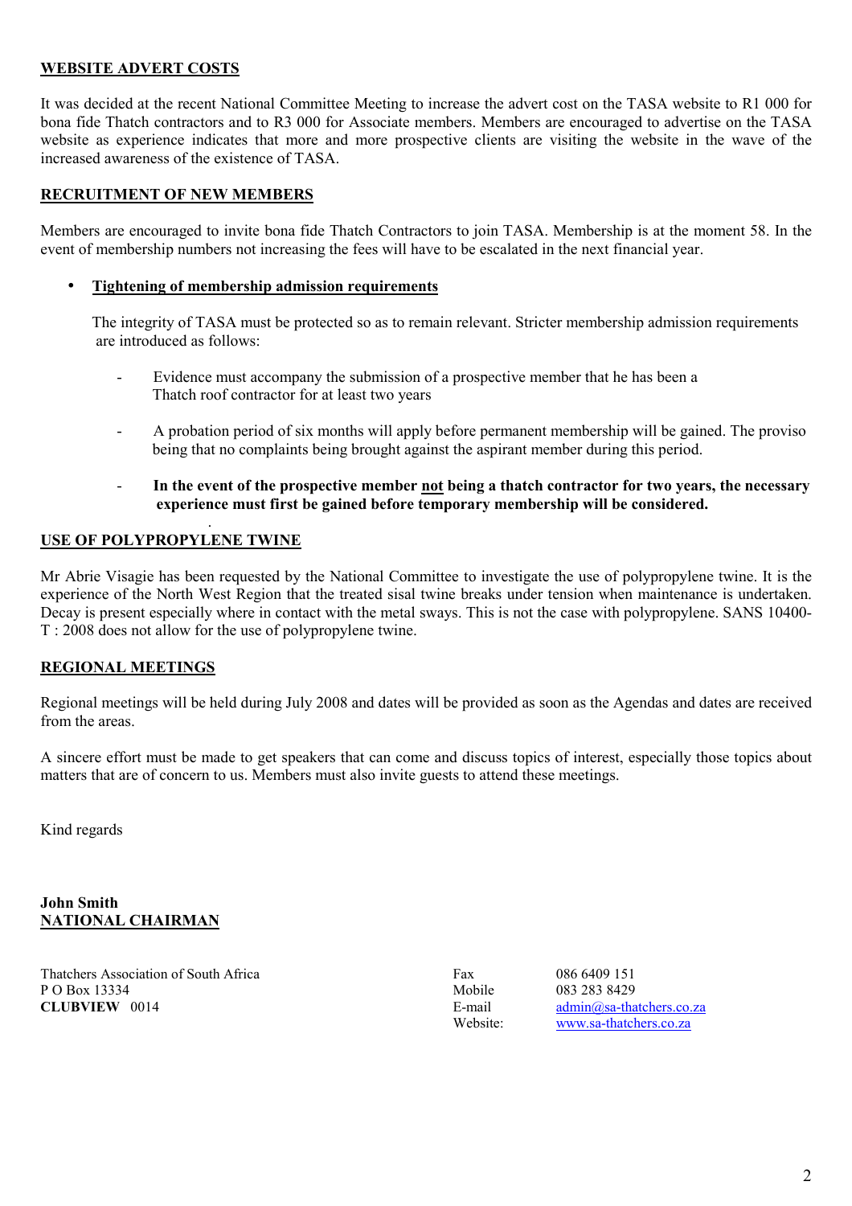**WEBSITE ADVERT COSTS**

It was decided at the recent National Committee Meeting to increase the advert cost on the TASA website to R1 000 for bona fide Thatch contractors and to R3 000 for Associate members. Members are encouraged to advertise on the TASA website as experience indicates that more and more prospective clients are visiting the website in the wave of the increased awareness of the existence of TASA.

**RECRUITMENT OF NEW MEMBERS**

Members are encouraged to invite bona fide Thatch Contractors to join TASA. Membership is at the moment 58. In the event of membership numbers not increasing the fees will have to be escalated in the next financial year.

- **Tightening of membership admission requirements**

  The integrity of TASA must be protected so as to remain relevant. Stricter membership admission requirements are introduced as follows:

  - Evidence must accompany the submission of a prospective member that he has been a Thatch roof contractor for at least two years
  - A probation period of six months will apply before permanent membership will be gained. The proviso being that no complaints being brought against the aspirant member during this period.
  - **In the event of the prospective member not being a thatch contractor for two years, the necessary experience must first be gained before temporary membership will be considered.**

**USE OF POLYPROPYLENE TWINE**

Mr Abrie Visagie has been requested by the National Committee to investigate the use of polypropylene twine. It is the experience of the North West Region that the treated sisal twine breaks under tension when maintenance is undertaken. Decay is present especially where in contact with the metal sways. This is not the case with polypropylene. SANS 10400-T : 2008 does not allow for the use of polypropylene twine.

**REGIONAL MEETINGS**

Regional meetings will be held during July 2008 and dates will be provided as soon as the Agendas and dates are received from the areas.

A sincere effort must be made to get speakers that can come and discuss topics of interest, especially those topics about matters that are of concern to us. Members must also invite guests to attend these meetings.

Kind regards

**John Smith**
**NATIONAL CHAIRMAN**

Thatchers Association of South Africa
P O Box 13334
**CLUBVIEW** 0014

Fax 086 6409 151
Mobile 083 283 8429
E-mail admin@sa-thatchers.co.za
Website: www.sa-thatchers.co.za